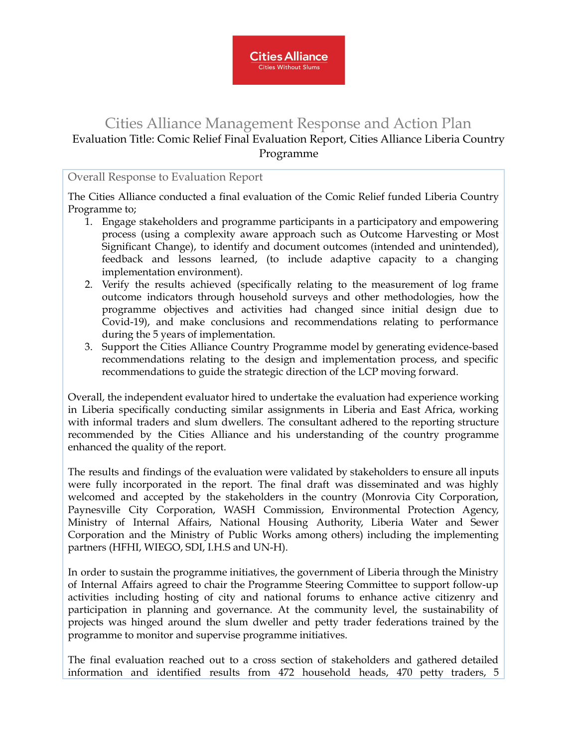Cities Alliance
Cities Without Slums

# Cities Alliance Management Response and Action Plan

Evaluation Title: Comic Relief Final Evaluation Report, Cities Alliance Liberia Country Programme

## Overall Response to Evaluation Report

The Cities Alliance conducted a final evaluation of the Comic Relief funded Liberia Country Programme to;

1. Engage stakeholders and programme participants in a participatory and empowering process (using a complexity aware approach such as Outcome Harvesting or Most Significant Change), to identify and document outcomes (intended and unintended), feedback and lessons learned, (to include adaptive capacity to a changing implementation environment).
2. Verify the results achieved (specifically relating to the measurement of log frame outcome indicators through household surveys and other methodologies, how the programme objectives and activities had changed since initial design due to Covid-19), and make conclusions and recommendations relating to performance during the 5 years of implementation.
3. Support the Cities Alliance Country Programme model by generating evidence-based recommendations relating to the design and implementation process, and specific recommendations to guide the strategic direction of the LCP moving forward.

Overall, the independent evaluator hired to undertake the evaluation had experience working in Liberia specifically conducting similar assignments in Liberia and East Africa, working with informal traders and slum dwellers. The consultant adhered to the reporting structure recommended by the Cities Alliance and his understanding of the country programme enhanced the quality of the report.

The results and findings of the evaluation were validated by stakeholders to ensure all inputs were fully incorporated in the report. The final draft was disseminated and was highly welcomed and accepted by the stakeholders in the country (Monrovia City Corporation, Paynesville City Corporation, WASH Commission, Environmental Protection Agency, Ministry of Internal Affairs, National Housing Authority, Liberia Water and Sewer Corporation and the Ministry of Public Works among others) including the implementing partners (HFHI, WIEGO, SDI, I.H.S and UN-H).

In order to sustain the programme initiatives, the government of Liberia through the Ministry of Internal Affairs agreed to chair the Programme Steering Committee to support follow-up activities including hosting of city and national forums to enhance active citizenry and participation in planning and governance. At the community level, the sustainability of projects was hinged around the slum dweller and petty trader federations trained by the programme to monitor and supervise programme initiatives.

The final evaluation reached out to a cross section of stakeholders and gathered detailed information and identified results from 472 household heads, 470 petty traders, 5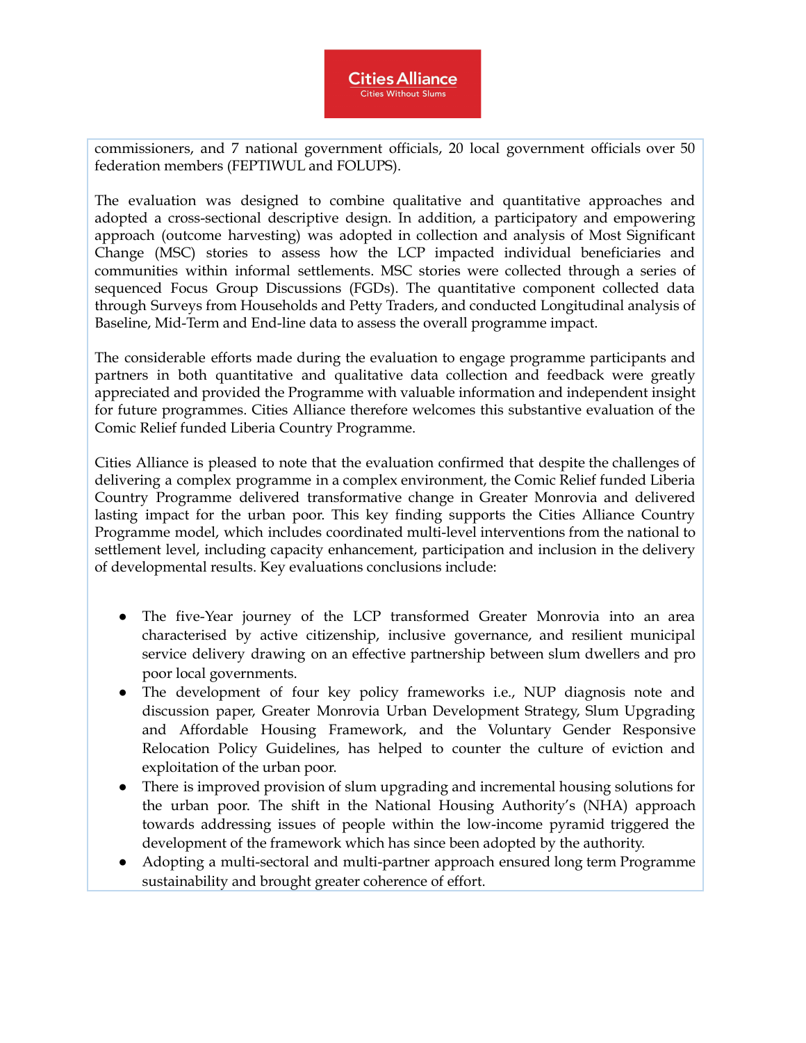commissioners, and 7 national government officials, 20 local government officials over 50 federation members (FEPTIWUL and FOLUPS).

The evaluation was designed to combine qualitative and quantitative approaches and adopted a cross-sectional descriptive design. In addition, a participatory and empowering approach (outcome harvesting) was adopted in collection and analysis of Most Significant Change (MSC) stories to assess how the LCP impacted individual beneficiaries and communities within informal settlements. MSC stories were collected through a series of sequenced Focus Group Discussions (FGDs). The quantitative component collected data through Surveys from Households and Petty Traders, and conducted Longitudinal analysis of Baseline, Mid-Term and End-line data to assess the overall programme impact.

The considerable efforts made during the evaluation to engage programme participants and partners in both quantitative and qualitative data collection and feedback were greatly appreciated and provided the Programme with valuable information and independent insight for future programmes. Cities Alliance therefore welcomes this substantive evaluation of the Comic Relief funded Liberia Country Programme.

Cities Alliance is pleased to note that the evaluation confirmed that despite the challenges of delivering a complex programme in a complex environment, the Comic Relief funded Liberia Country Programme delivered transformative change in Greater Monrovia and delivered lasting impact for the urban poor. This key finding supports the Cities Alliance Country Programme model, which includes coordinated multi-level interventions from the national to settlement level, including capacity enhancement, participation and inclusion in the delivery of developmental results. Key evaluations conclusions include:

- The five-Year journey of the LCP transformed Greater Monrovia into an area characterised by active citizenship, inclusive governance, and resilient municipal service delivery drawing on an effective partnership between slum dwellers and pro poor local governments.
- The development of four key policy frameworks i.e., NUP diagnosis note and discussion paper, Greater Monrovia Urban Development Strategy, Slum Upgrading and Affordable Housing Framework, and the Voluntary Gender Responsive Relocation Policy Guidelines, has helped to counter the culture of eviction and exploitation of the urban poor.
- There is improved provision of slum upgrading and incremental housing solutions for the urban poor. The shift in the National Housing Authority's (NHA) approach towards addressing issues of people within the low-income pyramid triggered the development of the framework which has since been adopted by the authority.
- Adopting a multi-sectoral and multi-partner approach ensured long term Programme sustainability and brought greater coherence of effort.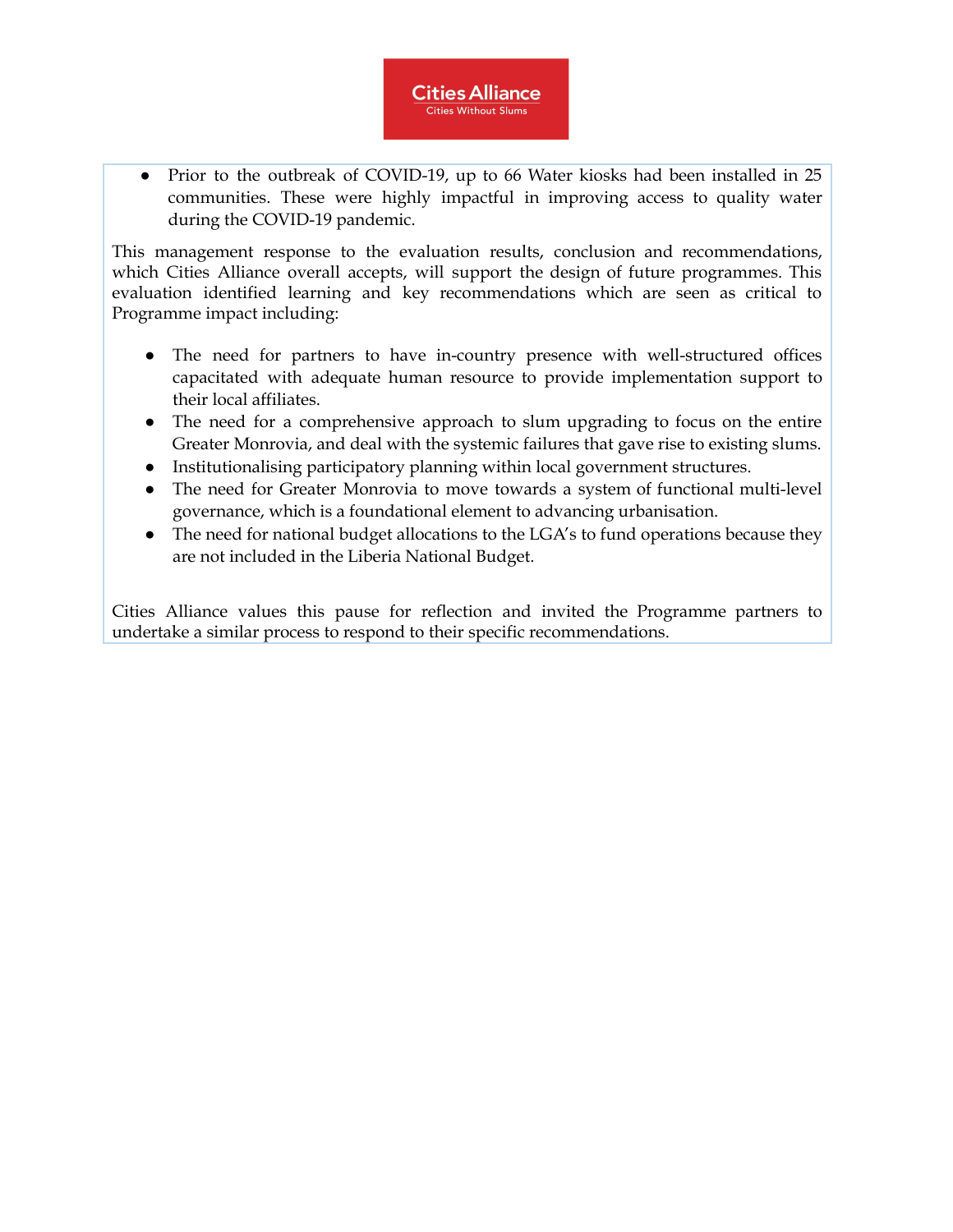- Prior to the outbreak of COVID-19, up to 66 Water kiosks had been installed in 25 communities. These were highly impactful in improving access to quality water during the COVID-19 pandemic.

This management response to the evaluation results, conclusion and recommendations, which Cities Alliance overall accepts, will support the design of future programmes. This evaluation identified learning and key recommendations which are seen as critical to Programme impact including:

- The need for partners to have in-country presence with well-structured offices capacitated with adequate human resource to provide implementation support to their local affiliates.
- The need for a comprehensive approach to slum upgrading to focus on the entire Greater Monrovia, and deal with the systemic failures that gave rise to existing slums.
- Institutionalising participatory planning within local government structures.
- The need for Greater Monrovia to move towards a system of functional multi-level governance, which is a foundational element to advancing urbanisation.
- The need for national budget allocations to the LGA's to fund operations because they are not included in the Liberia National Budget.

Cities Alliance values this pause for reflection and invited the Programme partners to undertake a similar process to respond to their specific recommendations.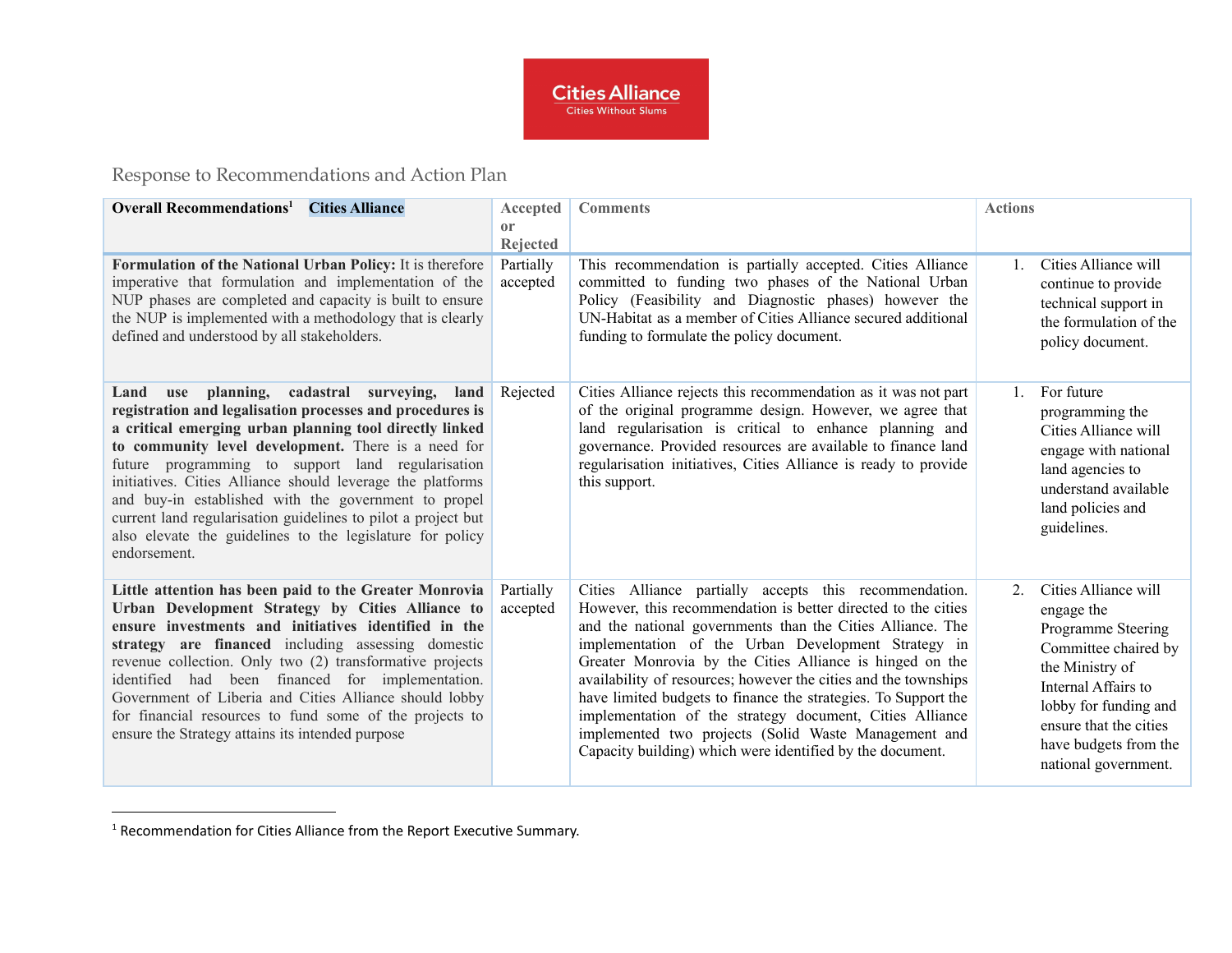Cities Alliance
Cities Without Slums

## Response to Recommendations and Action Plan

| **Overall Recommendations**[1] **Cities Alliance** | Accepted or Rejected | Comments | Actions |
|---|---|---|---|
| **Formulation of the National Urban Policy:** It is therefore imperative that formulation and implementation of the NUP phases are completed and capacity is built to ensure the NUP is implemented with a methodology that is clearly defined and understood by all stakeholders. | Partially accepted | This recommendation is partially accepted. Cities Alliance committed to funding two phases of the National Urban Policy (Feasibility and Diagnostic phases) however the UN-Habitat as a member of Cities Alliance secured additional funding to formulate the policy document. | 1. Cities Alliance will continue to provide technical support in the formulation of the policy document. |
| **Land use planning, cadastral surveying, land registration and legalisation processes and procedures is a critical emerging urban planning tool directly linked to community level development.** There is a need for future programming to support land regularisation initiatives. Cities Alliance should leverage the platforms and buy-in established with the government to propel current land regularisation guidelines to pilot a project but also elevate the guidelines to the legislature for policy endorsement. | Rejected | Cities Alliance rejects this recommendation as it was not part of the original programme design. However, we agree that land regularisation is critical to enhance planning and governance. Provided resources are available to finance land regularisation initiatives, Cities Alliance is ready to provide this support. | 1. For future programming the Cities Alliance will engage with national land agencies to understand available land policies and guidelines. |
| **Little attention has been paid to the Greater Monrovia Urban Development Strategy by Cities Alliance to ensure investments and initiatives identified in the strategy are financed** including assessing domestic revenue collection. Only two (2) transformative projects identified had been financed for implementation. Government of Liberia and Cities Alliance should lobby for financial resources to fund some of the projects to ensure the Strategy attains its intended purpose | Partially accepted | Cities Alliance partially accepts this recommendation. However, this recommendation is better directed to the cities and the national governments than the Cities Alliance. The implementation of the Urban Development Strategy in Greater Monrovia by the Cities Alliance is hinged on the availability of resources; however the cities and the townships have limited budgets to finance the strategies. To Support the implementation of the strategy document, Cities Alliance implemented two projects (Solid Waste Management and Capacity building) which were identified by the document. | 2. Cities Alliance will engage the Programme Steering Committee chaired by the Ministry of Internal Affairs to lobby for funding and ensure that the cities have budgets from the national government. |

[1] Recommendation for Cities Alliance from the Report Executive Summary.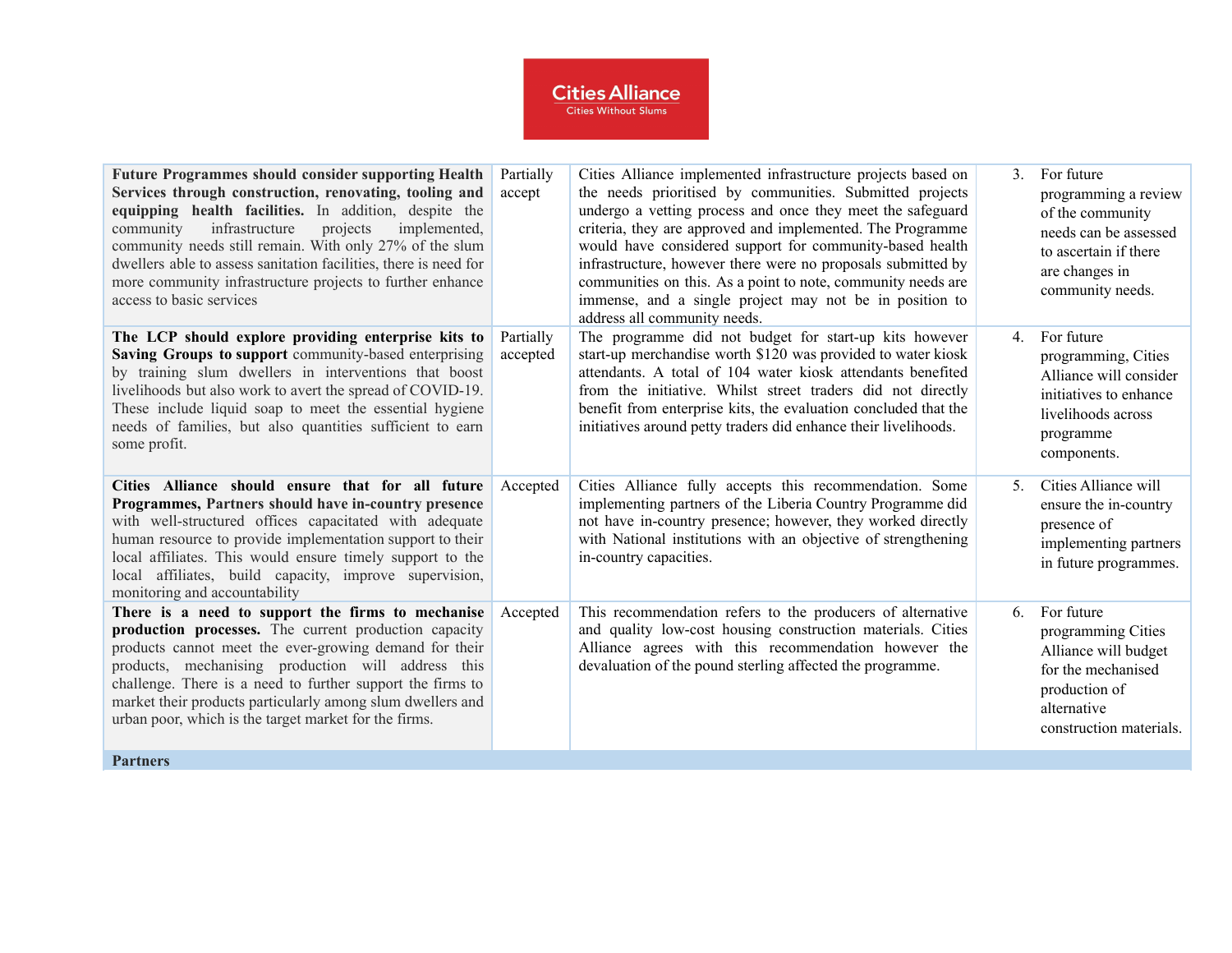| | | | |
|---|---|---|---|
| **Future Programmes should consider supporting Health Services through construction, renovating, tooling and equipping health facilities.** In addition, despite the community infrastructure projects implemented, community needs still remain. With only 27% of the slum dwellers able to assess sanitation facilities, there is need for more community infrastructure projects to further enhance access to basic services | Partially accept | Cities Alliance implemented infrastructure projects based on the needs prioritised by communities. Submitted projects undergo a vetting process and once they meet the safeguard criteria, they are approved and implemented. The Programme would have considered support for community-based health infrastructure, however there were no proposals submitted by communities on this. As a point to note, community needs are immense, and a single project may not be in position to address all community needs. | 3. For future programming a review of the community needs can be assessed to ascertain if there are changes in community needs. |
| **The LCP should explore providing enterprise kits to Saving Groups to support** community-based enterprising by training slum dwellers in interventions that boost livelihoods but also work to avert the spread of COVID-19. These include liquid soap to meet the essential hygiene needs of families, but also quantities sufficient to earn some profit. | Partially accepted | The programme did not budget for start-up kits however start-up merchandise worth $120 was provided to water kiosk attendants. A total of 104 water kiosk attendants benefited from the initiative. Whilst street traders did not directly benefit from enterprise kits, the evaluation concluded that the initiatives around petty traders did enhance their livelihoods. | 4. For future programming, Cities Alliance will consider initiatives to enhance livelihoods across programme components. |
| **Cities Alliance should ensure that for all future Programmes, Partners should have in-country presence** with well-structured offices capacitated with adequate human resource to provide implementation support to their local affiliates. This would ensure timely support to the local affiliates, build capacity, improve supervision, monitoring and accountability | Accepted | Cities Alliance fully accepts this recommendation. Some implementing partners of the Liberia Country Programme did not have in-country presence; however, they worked directly with National institutions with an objective of strengthening in-country capacities. | 5. Cities Alliance will ensure the in-country presence of implementing partners in future programmes. |
| **There is a need to support the firms to mechanise production processes.** The current production capacity products cannot meet the ever-growing demand for their products, mechanising production will address this challenge. There is a need to further support the firms to market their products particularly among slum dwellers and urban poor, which is the target market for the firms. | Accepted | This recommendation refers to the producers of alternative and quality low-cost housing construction materials. Cities Alliance agrees with this recommendation however the devaluation of the pound sterling affected the programme. | 6. For future programming Cities Alliance will budget for the mechanised production of alternative construction materials. |
| **Partners** | | | |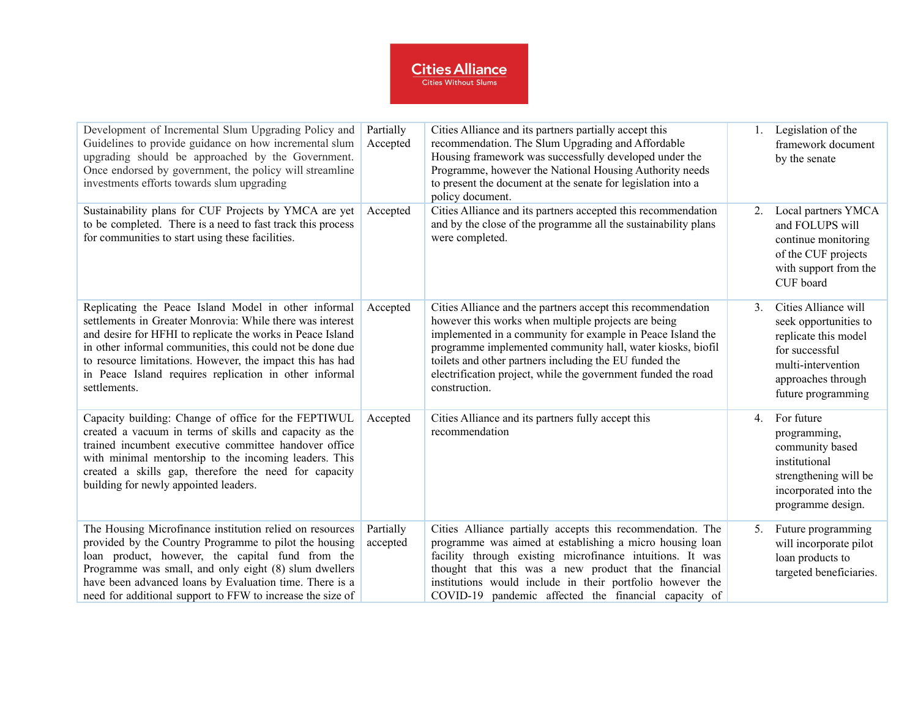| Development of Incremental Slum Upgrading Policy and Guidelines to provide guidance on how incremental slum upgrading should be approached by the Government. Once endorsed by government, the policy will streamline investments efforts towards slum upgrading | Partially Accepted | Cities Alliance and its partners partially accept this recommendation. The Slum Upgrading and Affordable Housing framework was successfully developed under the Programme, however the National Housing Authority needs to present the document at the senate for legislation into a policy document. | 1. Legislation of the framework document by the senate |
|---|---|---|---|
| Sustainability plans for CUF Projects by YMCA are yet to be completed. There is a need to fast track this process for communities to start using these facilities. | Accepted | Cities Alliance and its partners accepted this recommendation and by the close of the programme all the sustainability plans were completed. | 2. Local partners YMCA and FOLUPS will continue monitoring of the CUF projects with support from the CUF board |
| Replicating the Peace Island Model in other informal settlements in Greater Monrovia: While there was interest and desire for HFHI to replicate the works in Peace Island in other informal communities, this could not be done due to resource limitations. However, the impact this has had in Peace Island requires replication in other informal settlements. | Accepted | Cities Alliance and the partners accept this recommendation however this works when multiple projects are being implemented in a community for example in Peace Island the programme implemented community hall, water kiosks, biofil toilets and other partners including the EU funded the electrification project, while the government funded the road construction. | 3. Cities Alliance will seek opportunities to replicate this model for successful multi-intervention approaches through future programming |
| Capacity building: Change of office for the FEPTIWUL created a vacuum in terms of skills and capacity as the trained incumbent executive committee handover office with minimal mentorship to the incoming leaders. This created a skills gap, therefore the need for capacity building for newly appointed leaders. | Accepted | Cities Alliance and its partners fully accept this recommendation | 4. For future programming, community based institutional strengthening will be incorporated into the programme design. |
| The Housing Microfinance institution relied on resources provided by the Country Programme to pilot the housing loan product, however, the capital fund from the Programme was small, and only eight (8) slum dwellers have been advanced loans by Evaluation time. There is a need for additional support to FFW to increase the size of | Partially accepted | Cities Alliance partially accepts this recommendation. The programme was aimed at establishing a micro housing loan facility through existing microfinance intuitions. It was thought that this was a new product that the financial institutions would include in their portfolio however the COVID-19 pandemic affected the financial capacity of | 5. Future programming will incorporate pilot loan products to targeted beneficiaries. |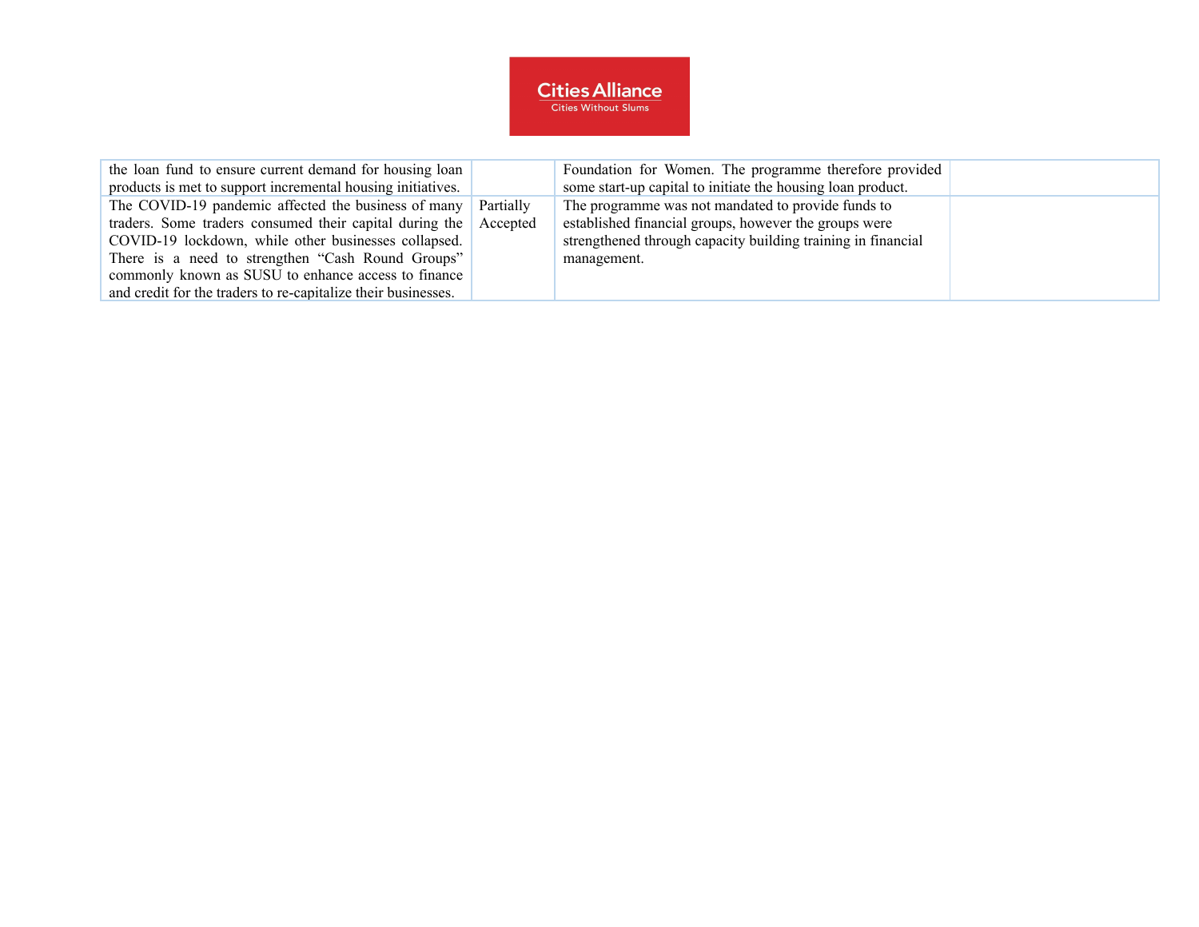| | | | |
|---|---|---|---|
| the loan fund to ensure current demand for housing loan products is met to support incremental housing initiatives. | | Foundation for Women. The programme therefore provided some start-up capital to initiate the housing loan product. | |
| The COVID-19 pandemic affected the business of many traders. Some traders consumed their capital during the COVID-19 lockdown, while other businesses collapsed. There is a need to strengthen "Cash Round Groups" commonly known as SUSU to enhance access to finance and credit for the traders to re-capitalize their businesses. | Partially Accepted | The programme was not mandated to provide funds to established financial groups, however the groups were strengthened through capacity building training in financial management. | |